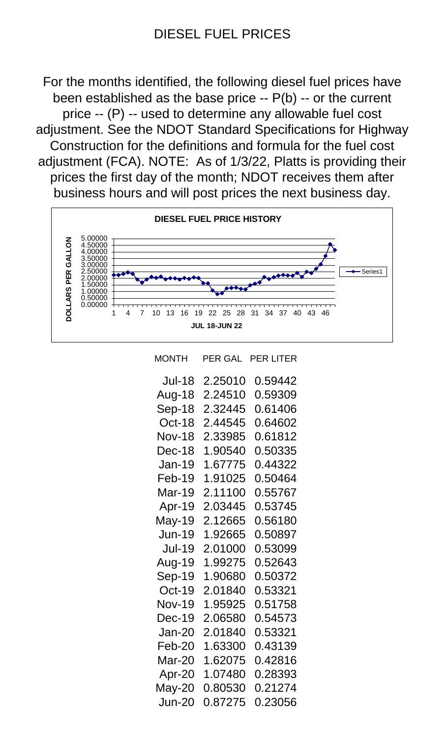# DIESEL FUEL PRICES

For the months identified, the following diesel fuel prices have been established as the base price -- P(b) -- or the current price -- (P) -- used to determine any allowable fuel cost adjustment. See the NDOT Standard Specifications for Highway Construction for the definitions and formula for the fuel cost adjustment (FCA). NOTE: As of 1/3/22, Platts is providing their prices the first day of the month; NDOT receives them after business hours and will post prices the next business day.

| MONTH | PER GAL | PER LITER |
|---|---|---|
| Jul-18 | 2.25010 | 0.59442 |
| Aug-18 | 2.24510 | 0.59309 |
| Sep-18 | 2.32445 | 0.61406 |
| Oct-18 | 2.44545 | 0.64602 |
| Nov-18 | 2.33985 | 0.61812 |
| Dec-18 | 1.90540 | 0.50335 |
| Jan-19 | 1.67775 | 0.44322 |
| Feb-19 | 1.91025 | 0.50464 |
| Mar-19 | 2.11100 | 0.55767 |
| Apr-19 | 2.03445 | 0.53745 |
| May-19 | 2.12665 | 0.56180 |
| Jun-19 | 1.92665 | 0.50897 |
| Jul-19 | 2.01000 | 0.53099 |
| Aug-19 | 1.99275 | 0.52643 |
| Sep-19 | 1.90680 | 0.50372 |
| Oct-19 | 2.01840 | 0.53321 |
| Nov-19 | 1.95925 | 0.51758 |
| Dec-19 | 2.06580 | 0.54573 |
| Jan-20 | 2.01840 | 0.53321 |
| Feb-20 | 1.63300 | 0.43139 |
| Mar-20 | 1.62075 | 0.42816 |
| Apr-20 | 1.07480 | 0.28393 |
| May-20 | 0.80530 | 0.21274 |
| Jun-20 | 0.87275 | 0.23056 |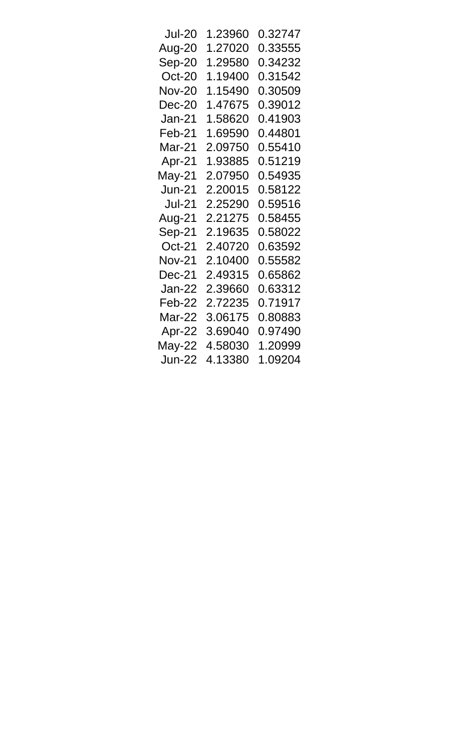| | | |
|---|---|---|
| Jul-20 | 1.23960 | 0.32747 |
| Aug-20 | 1.27020 | 0.33555 |
| Sep-20 | 1.29580 | 0.34232 |
| Oct-20 | 1.19400 | 0.31542 |
| Nov-20 | 1.15490 | 0.30509 |
| Dec-20 | 1.47675 | 0.39012 |
| Jan-21 | 1.58620 | 0.41903 |
| Feb-21 | 1.69590 | 0.44801 |
| Mar-21 | 2.09750 | 0.55410 |
| Apr-21 | 1.93885 | 0.51219 |
| May-21 | 2.07950 | 0.54935 |
| Jun-21 | 2.20015 | 0.58122 |
| Jul-21 | 2.25290 | 0.59516 |
| Aug-21 | 2.21275 | 0.58455 |
| Sep-21 | 2.19635 | 0.58022 |
| Oct-21 | 2.40720 | 0.63592 |
| Nov-21 | 2.10400 | 0.55582 |
| Dec-21 | 2.49315 | 0.65862 |
| Jan-22 | 2.39660 | 0.63312 |
| Feb-22 | 2.72235 | 0.71917 |
| Mar-22 | 3.06175 | 0.80883 |
| Apr-22 | 3.69040 | 0.97490 |
| May-22 | 4.58030 | 1.20999 |
| Jun-22 | 4.13380 | 1.09204 |